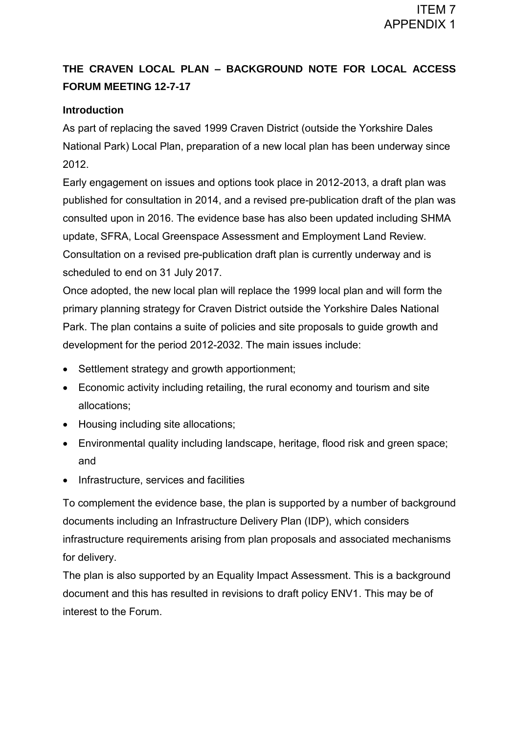ITEM 7
APPENDIX 1

## THE CRAVEN LOCAL PLAN – BACKGROUND NOTE FOR LOCAL ACCESS FORUM MEETING 12-7-17

### Introduction

As part of replacing the saved 1999 Craven District (outside the Yorkshire Dales National Park) Local Plan, preparation of a new local plan has been underway since 2012.

Early engagement on issues and options took place in 2012-2013, a draft plan was published for consultation in 2014, and a revised pre-publication draft of the plan was consulted upon in 2016. The evidence base has also been updated including SHMA update, SFRA, Local Greenspace Assessment and Employment Land Review. Consultation on a revised pre-publication draft plan is currently underway and is scheduled to end on 31 July 2017.

Once adopted, the new local plan will replace the 1999 local plan and will form the primary planning strategy for Craven District outside the Yorkshire Dales National Park. The plan contains a suite of policies and site proposals to guide growth and development for the period 2012-2032. The main issues include:

- Settlement strategy and growth apportionment;
- Economic activity including retailing, the rural economy and tourism and site allocations;
- Housing including site allocations;
- Environmental quality including landscape, heritage, flood risk and green space; and
- Infrastructure, services and facilities

To complement the evidence base, the plan is supported by a number of background documents including an Infrastructure Delivery Plan (IDP), which considers infrastructure requirements arising from plan proposals and associated mechanisms for delivery.

The plan is also supported by an Equality Impact Assessment. This is a background document and this has resulted in revisions to draft policy ENV1. This may be of interest to the Forum.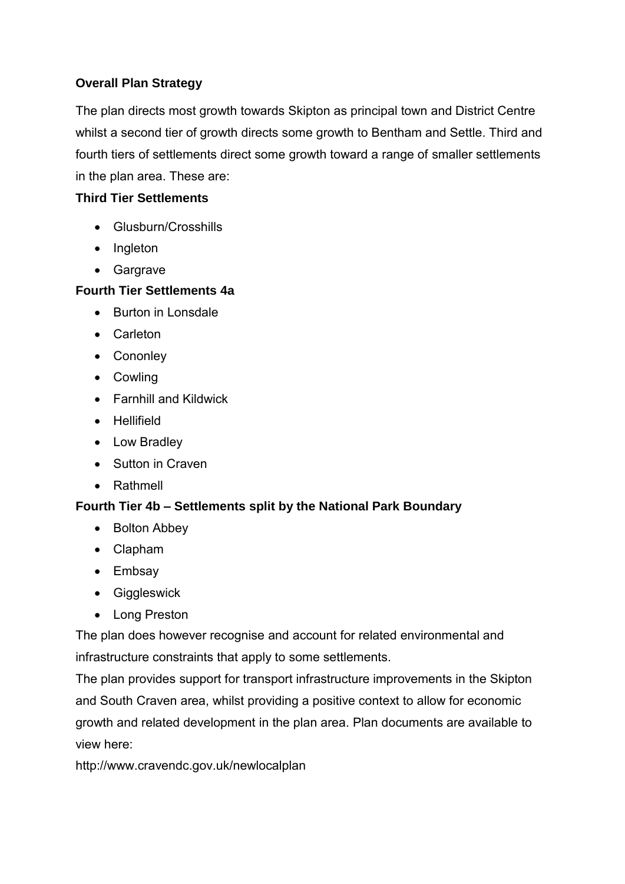**Overall Plan Strategy**

The plan directs most growth towards Skipton as principal town and District Centre whilst a second tier of growth directs some growth to Bentham and Settle. Third and fourth tiers of settlements direct some growth toward a range of smaller settlements in the plan area. These are:

**Third Tier Settlements**

- Glusburn/Crosshills
- Ingleton
- Gargrave

**Fourth Tier Settlements 4a**

- Burton in Lonsdale
- Carleton
- Cononley
- Cowling
- Farnhill and Kildwick
- Hellifield
- Low Bradley
- Sutton in Craven
- Rathmell

**Fourth Tier 4b – Settlements split by the National Park Boundary**

- Bolton Abbey
- Clapham
- Embsay
- Giggleswick
- Long Preston

The plan does however recognise and account for related environmental and infrastructure constraints that apply to some settlements.

The plan provides support for transport infrastructure improvements in the Skipton and South Craven area, whilst providing a positive context to allow for economic growth and related development in the plan area. Plan documents are available to view here:

http://www.cravendc.gov.uk/newlocalplan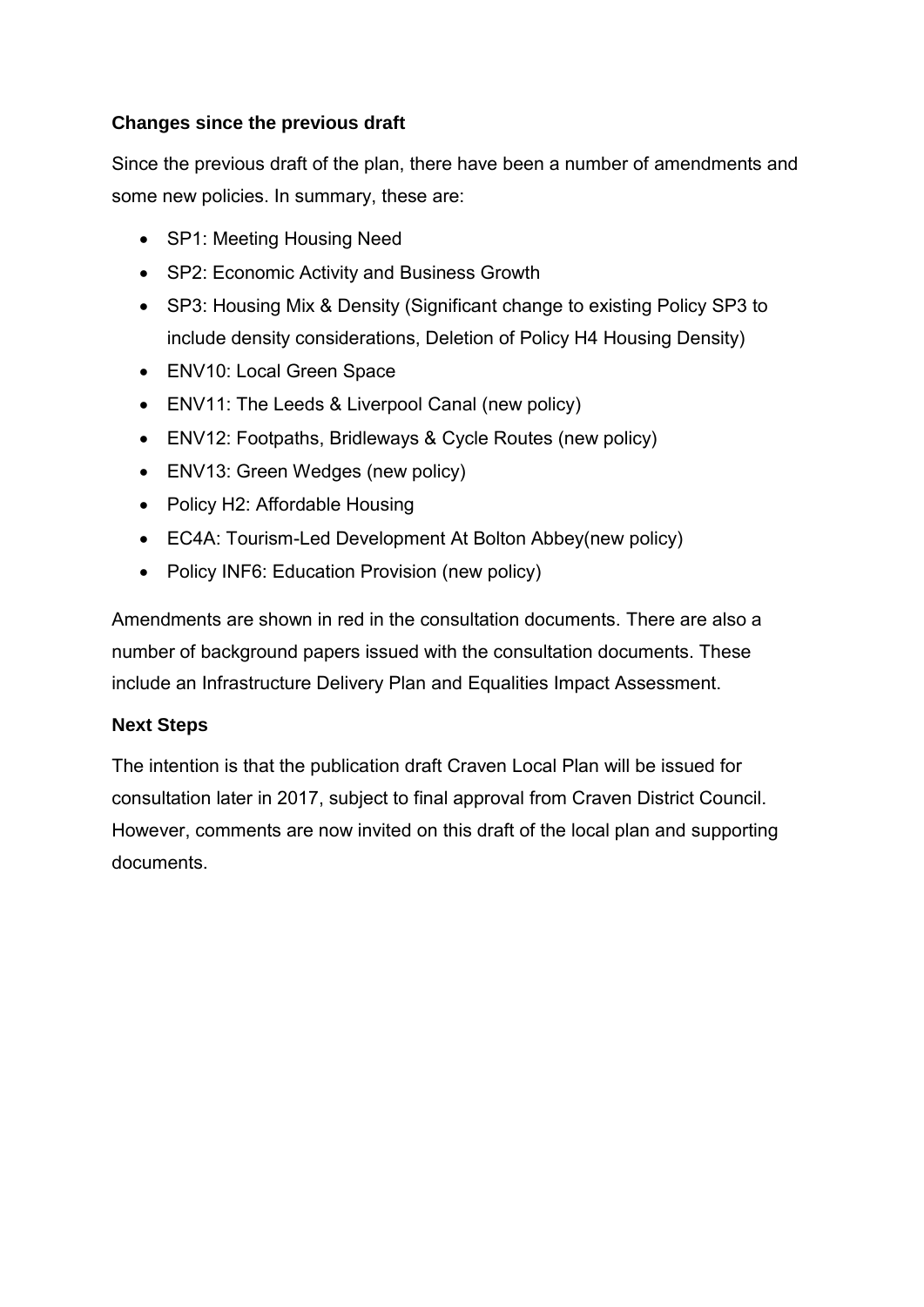### Changes since the previous draft

Since the previous draft of the plan, there have been a number of amendments and some new policies. In summary, these are:

- SP1: Meeting Housing Need
- SP2: Economic Activity and Business Growth
- SP3: Housing Mix & Density (Significant change to existing Policy SP3 to include density considerations, Deletion of Policy H4 Housing Density)
- ENV10: Local Green Space
- ENV11: The Leeds & Liverpool Canal (new policy)
- ENV12: Footpaths, Bridleways & Cycle Routes (new policy)
- ENV13: Green Wedges (new policy)
- Policy H2: Affordable Housing
- EC4A: Tourism-Led Development At Bolton Abbey(new policy)
- Policy INF6: Education Provision (new policy)

Amendments are shown in red in the consultation documents. There are also a number of background papers issued with the consultation documents. These include an Infrastructure Delivery Plan and Equalities Impact Assessment.

### Next Steps

The intention is that the publication draft Craven Local Plan will be issued for consultation later in 2017, subject to final approval from Craven District Council. However, comments are now invited on this draft of the local plan and supporting documents.